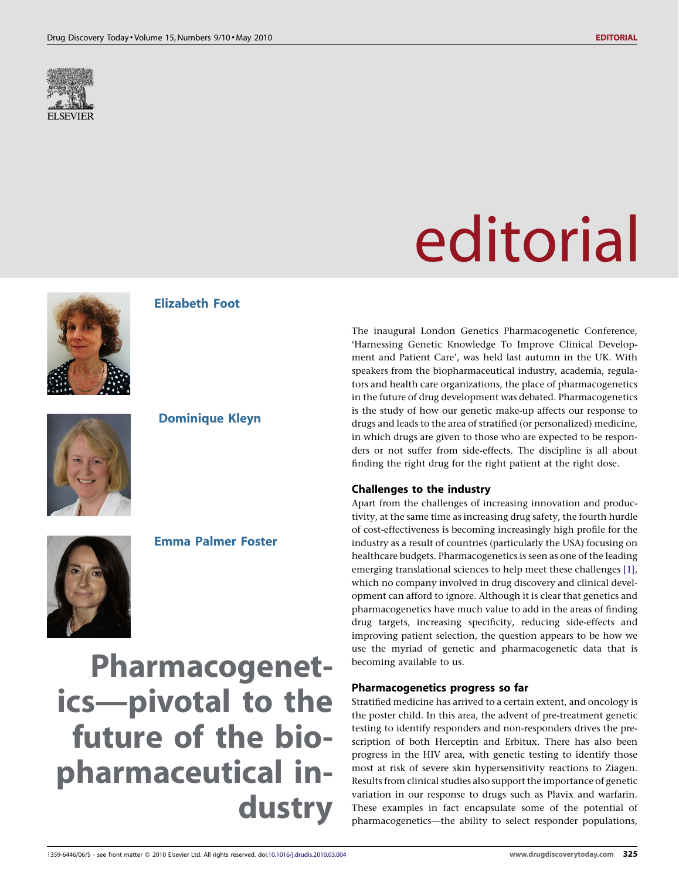# editorial

**Elizabeth Foot**

**Dominique Kleyn**

**Emma Palmer Foster**

# Pharmacogenetics—pivotal to the future of the biopharmaceutical industry

The inaugural London Genetics Pharmacogenetic Conference, 'Harnessing Genetic Knowledge To Improve Clinical Development and Patient Care', was held last autumn in the UK. With speakers from the biopharmaceutical industry, academia, regulators and health care organizations, the place of pharmacogenetics in the future of drug development was debated. Pharmacogenetics is the study of how our genetic make-up affects our response to drugs and leads to the area of stratified (or personalized) medicine, in which drugs are given to those who are expected to be responders or not suffer from side-effects. The discipline is all about finding the right drug for the right patient at the right dose.

## Challenges to the industry

Apart from the challenges of increasing innovation and productivity, at the same time as increasing drug safety, the fourth hurdle of cost-effectiveness is becoming increasingly high profile for the industry as a result of countries (particularly the USA) focusing on healthcare budgets. Pharmacogenetics is seen as one of the leading emerging translational sciences to help meet these challenges [1], which no company involved in drug discovery and clinical development can afford to ignore. Although it is clear that genetics and pharmacogenetics have much value to add in the areas of finding drug targets, increasing specificity, reducing side-effects and improving patient selection, the question appears to be how we use the myriad of genetic and pharmacogenetic data that is becoming available to us.

## Pharmacogenetics progress so far

Stratified medicine has arrived to a certain extent, and oncology is the poster child. In this area, the advent of pre-treatment genetic testing to identify responders and non-responders drives the prescription of both Herceptin and Erbitux. There has also been progress in the HIV area, with genetic testing to identify those most at risk of severe skin hypersensitivity reactions to Ziagen. Results from clinical studies also support the importance of genetic variation in our response to drugs such as Plavix and warfarin. These examples in fact encapsulate some of the potential of pharmacogenetics—the ability to select responder populations,

1359-6446/06/$ - see front matter © 2010 Elsevier Ltd. All rights reserved. doi:10.1016/j.drudis.2010.03.004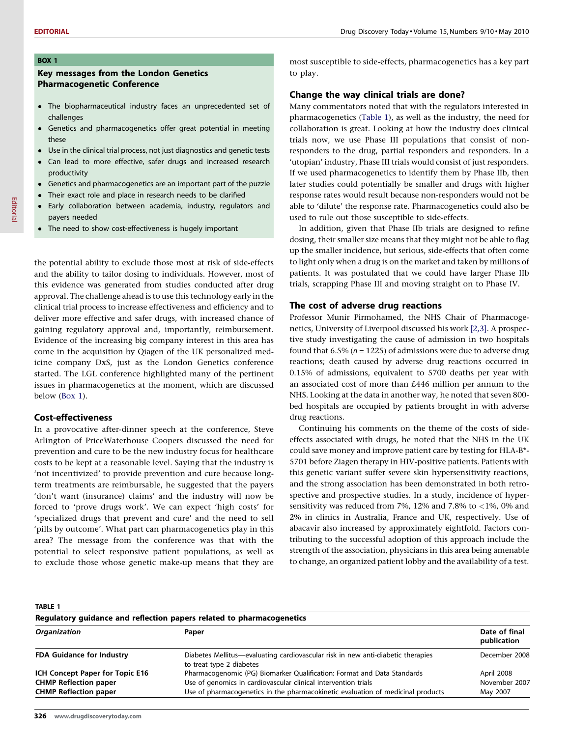**BOX 1**

**Key messages from the London Genetics Pharmacogenetic Conference**

- The biopharmaceutical industry faces an unprecedented set of challenges
- Genetics and pharmacogenetics offer great potential in meeting these
- Use in the clinical trial process, not just diagnostics and genetic tests
- Can lead to more effective, safer drugs and increased research productivity
- Genetics and pharmacogenetics are an important part of the puzzle
- Their exact role and place in research needs to be clarified
- Early collaboration between academia, industry, regulators and payers needed
- The need to show cost-effectiveness is hugely important

the potential ability to exclude those most at risk of side-effects and the ability to tailor dosing to individuals. However, most of this evidence was generated from studies conducted after drug approval. The challenge ahead is to use this technology early in the clinical trial process to increase effectiveness and efficiency and to deliver more effective and safer drugs, with increased chance of gaining regulatory approval and, importantly, reimbursement. Evidence of the increasing big company interest in this area has come in the acquisition by Qiagen of the UK personalized medicine company DxS, just as the London Genetics conference started. The LGL conference highlighted many of the pertinent issues in pharmacogenetics at the moment, which are discussed below (Box 1).

## Cost-effectiveness

In a provocative after-dinner speech at the conference, Steve Arlington of PriceWaterhouse Coopers discussed the need for prevention and cure to be the new industry focus for healthcare costs to be kept at a reasonable level. Saying that the industry is 'not incentivized' to provide prevention and cure because long-term treatments are reimbursable, he suggested that the payers 'don't want (insurance) claims' and the industry will now be forced to 'prove drugs work'. We can expect 'high costs' for 'specialized drugs that prevent and cure' and the need to sell 'pills by outcome'. What part can pharmacogenetics play in this area? The message from the conference was that with the potential to select responsive patient populations, as well as to exclude those whose genetic make-up means that they are most susceptible to side-effects, pharmacogenetics has a key part to play.

## Change the way clinical trials are done?

Many commentators noted that with the regulators interested in pharmacogenetics (Table 1), as well as the industry, the need for collaboration is great. Looking at how the industry does clinical trials now, we use Phase III populations that consist of non-responders to the drug, partial responders and responders. In a 'utopian' industry, Phase III trials would consist of just responders. If we used pharmacogenetics to identify them by Phase IIb, then later studies could potentially be smaller and drugs with higher response rates would result because non-responders would not be able to 'dilute' the response rate. Pharmacogenetics could also be used to rule out those susceptible to side-effects.

In addition, given that Phase IIb trials are designed to refine dosing, their smaller size means that they might not be able to flag up the smaller incidence, but serious, side-effects that often come to light only when a drug is on the market and taken by millions of patients. It was postulated that we could have larger Phase IIb trials, scrapping Phase III and moving straight on to Phase IV.

## The cost of adverse drug reactions

Professor Munir Pirmohamed, the NHS Chair of Pharmacogenetics, University of Liverpool discussed his work [2,3]. A prospective study investigating the cause of admission in two hospitals found that 6.5% ($n$ = 1225) of admissions were due to adverse drug reactions; death caused by adverse drug reactions occurred in 0.15% of admissions, equivalent to 5700 deaths per year with an associated cost of more than £446 million per annum to the NHS. Looking at the data in another way, he noted that seven 800-bed hospitals are occupied by patients brought in with adverse drug reactions.

Continuing his comments on the theme of the costs of side-effects associated with drugs, he noted that the NHS in the UK could save money and improve patient care by testing for HLA-B*5701 before Ziagen therapy in HIV-positive patients. Patients with this genetic variant suffer severe skin hypersensitivity reactions, and the strong association has been demonstrated in both retrospective and prospective studies. In a study, incidence of hypersensitivity was reduced from 7%, 12% and 7.8% to <1%, 0% and 2% in clinics in Australia, France and UK, respectively. Use of abacavir also increased by approximately eightfold. Factors contributing to the successful adoption of this approach include the strength of the association, physicians in this area being amenable to change, an organized patient lobby and the availability of a test.

**TABLE 1**

**Regulatory guidance and reflection papers related to pharmacogenetics**

| Organization | Paper | Date of final publication |
|---|---|---|
| **FDA Guidance for Industry** | Diabetes Mellitus—evaluating cardiovascular risk in new anti-diabetic therapies to treat type 2 diabetes | December 2008 |
| **ICH Concept Paper for Topic E16** | Pharmacogenomic (PG) Biomarker Qualification: Format and Data Standards | April 2008 |
| **CHMP Reflection paper** | Use of genomics in cardiovascular clinical intervention trials | November 2007 |
| **CHMP Reflection paper** | Use of pharmacogenetics in the pharmacokinetic evaluation of medicinal products | May 2007 |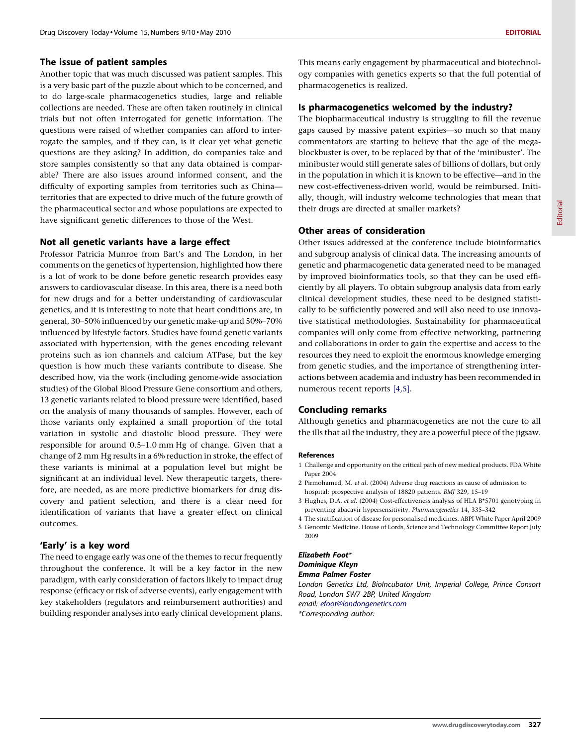## The issue of patient samples

Another topic that was much discussed was patient samples. This is a very basic part of the puzzle about which to be concerned, and to do large-scale pharmacogenetics studies, large and reliable collections are needed. These are often taken routinely in clinical trials but not often interrogated for genetic information. The questions were raised of whether companies can afford to interrogate the samples, and if they can, is it clear yet what genetic questions are they asking? In addition, do companies take and store samples consistently so that any data obtained is comparable? There are also issues around informed consent, and the difficulty of exporting samples from territories such as China—territories that are expected to drive much of the future growth of the pharmaceutical sector and whose populations are expected to have significant genetic differences to those of the West.

## Not all genetic variants have a large effect

Professor Patricia Munroe from Bart's and The London, in her comments on the genetics of hypertension, highlighted how there is a lot of work to be done before genetic research provides easy answers to cardiovascular disease. In this area, there is a need both for new drugs and for a better understanding of cardiovascular genetics, and it is interesting to note that heart conditions are, in general, 30–50% influenced by our genetic make-up and 50%–70% influenced by lifestyle factors. Studies have found genetic variants associated with hypertension, with the genes encoding relevant proteins such as ion channels and calcium ATPase, but the key question is how much these variants contribute to disease. She described how, via the work (including genome-wide association studies) of the Global Blood Pressure Gene consortium and others, 13 genetic variants related to blood pressure were identified, based on the analysis of many thousands of samples. However, each of those variants only explained a small proportion of the total variation in systolic and diastolic blood pressure. They were responsible for around 0.5–1.0 mm Hg of change. Given that a change of 2 mm Hg results in a 6% reduction in stroke, the effect of these variants is minimal at a population level but might be significant at an individual level. New therapeutic targets, therefore, are needed, as are more predictive biomarkers for drug discovery and patient selection, and there is a clear need for identification of variants that have a greater effect on clinical outcomes.

## 'Early' is a key word

The need to engage early was one of the themes to recur frequently throughout the conference. It will be a key factor in the new paradigm, with early consideration of factors likely to impact drug response (efficacy or risk of adverse events), early engagement with key stakeholders (regulators and reimbursement authorities) and building responder analyses into early clinical development plans. This means early engagement by pharmaceutical and biotechnology companies with genetics experts so that the full potential of pharmacogenetics is realized.

## Is pharmacogenetics welcomed by the industry?

The biopharmaceutical industry is struggling to fill the revenue gaps caused by massive patent expiries—so much so that many commentators are starting to believe that the age of the mega-blockbuster is over, to be replaced by that of the 'minibuster'. The minibuster would still generate sales of billions of dollars, but only in the population in which it is known to be effective—and in the new cost-effectiveness-driven world, would be reimbursed. Initially, though, will industry welcome technologies that mean that their drugs are directed at smaller markets?

## Other areas of consideration

Other issues addressed at the conference include bioinformatics and subgroup analysis of clinical data. The increasing amounts of genetic and pharmacogenetic data generated need to be managed by improved bioinformatics tools, so that they can be used efficiently by all players. To obtain subgroup analysis data from early clinical development studies, these need to be designed statistically to be sufficiently powered and will also need to use innovative statistical methodologies. Sustainability for pharmaceutical companies will only come from effective networking, partnering and collaborations in order to gain the expertise and access to the resources they need to exploit the enormous knowledge emerging from genetic studies, and the importance of strengthening interactions between academia and industry has been recommended in numerous recent reports [4,5].

## Concluding remarks

Although genetics and pharmacogenetics are not the cure to all the ills that ail the industry, they are a powerful piece of the jigsaw.

### References

1 Challenge and opportunity on the critical path of new medical products. FDA White Paper 2004
2 Pirmohamed, M. *et al*. (2004) Adverse drug reactions as cause of admission to hospital: prospective analysis of 18820 patients. *BMJ* 329, 15–19
3 Hughes, D.A. *et al*. (2004) Cost-effectiveness analysis of HLA B*5701 genotyping in preventing abacavir hypersensitivity. *Pharmacogenetics* 14, 335–342
4 The stratification of disease for personalised medicines. ABPI White Paper April 2009
5 Genomic Medicine. House of Lords, Science and Technology Committee Report July 2009

***Elizabeth Foot****
***Dominique Kleyn***
***Emma Palmer Foster***

*London Genetics Ltd, BioIncubator Unit, Imperial College, Prince Consort Road, London SW7 2BP, United Kingdom*
*email: efoot@londongenetics.com*
*\*Corresponding author:*